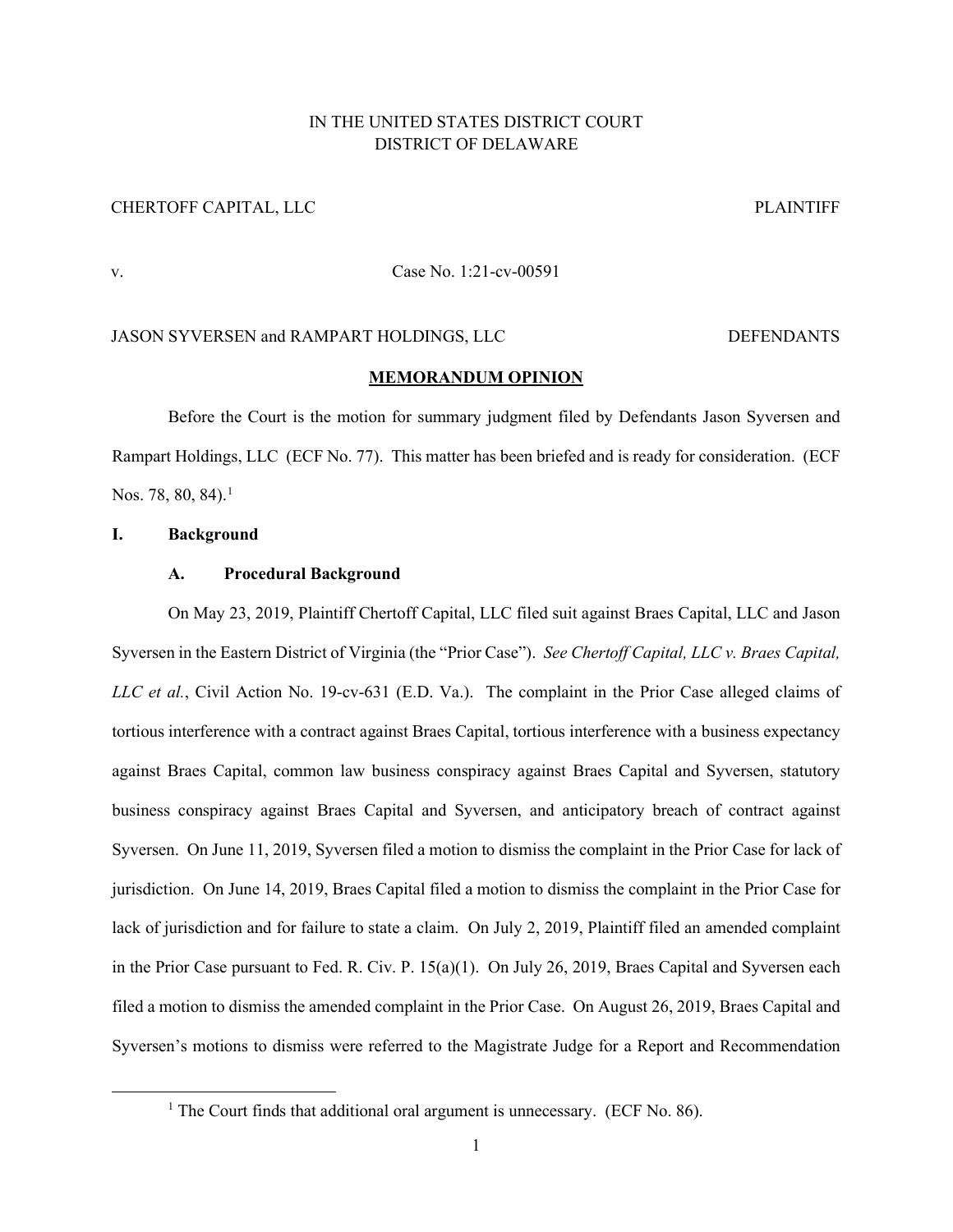IN THE UNITED STATES DISTRICT COURT
DISTRICT OF DELAWARE

CHERTOFF CAPITAL, LLC PLAINTIFF

v. Case No. 1:21-cv-00591

JASON SYVERSEN and RAMPART HOLDINGS, LLC DEFENDANTS

**MEMORANDUM OPINION**

Before the Court is the motion for summary judgment filed by Defendants Jason Syversen and Rampart Holdings, LLC (ECF No. 77). This matter has been briefed and is ready for consideration. (ECF Nos. 78, 80, 84).[1]

## I. Background

### A. Procedural Background

On May 23, 2019, Plaintiff Chertoff Capital, LLC filed suit against Braes Capital, LLC and Jason Syversen in the Eastern District of Virginia (the "Prior Case"). *See Chertoff Capital, LLC v. Braes Capital, LLC et al.*, Civil Action No. 19-cv-631 (E.D. Va.). The complaint in the Prior Case alleged claims of tortious interference with a contract against Braes Capital, tortious interference with a business expectancy against Braes Capital, common law business conspiracy against Braes Capital and Syversen, statutory business conspiracy against Braes Capital and Syversen, and anticipatory breach of contract against Syversen. On June 11, 2019, Syversen filed a motion to dismiss the complaint in the Prior Case for lack of jurisdiction. On June 14, 2019, Braes Capital filed a motion to dismiss the complaint in the Prior Case for lack of jurisdiction and for failure to state a claim. On July 2, 2019, Plaintiff filed an amended complaint in the Prior Case pursuant to Fed. R. Civ. P. 15(a)(1). On July 26, 2019, Braes Capital and Syversen each filed a motion to dismiss the amended complaint in the Prior Case. On August 26, 2019, Braes Capital and Syversen's motions to dismiss were referred to the Magistrate Judge for a Report and Recommendation

[1] The Court finds that additional oral argument is unnecessary. (ECF No. 86).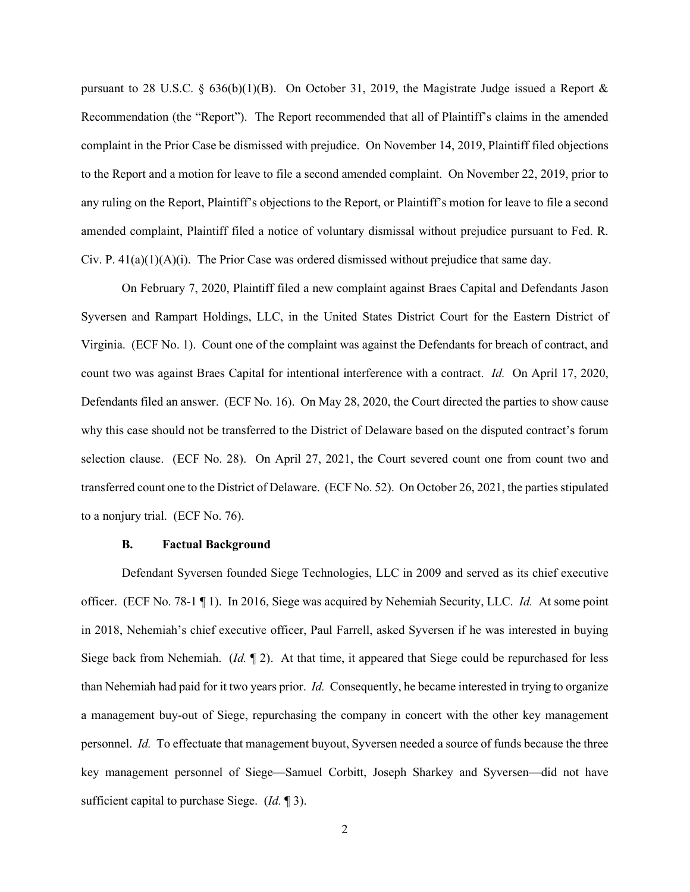pursuant to 28 U.S.C. § 636(b)(1)(B). On October 31, 2019, the Magistrate Judge issued a Report & Recommendation (the "Report"). The Report recommended that all of Plaintiff's claims in the amended complaint in the Prior Case be dismissed with prejudice. On November 14, 2019, Plaintiff filed objections to the Report and a motion for leave to file a second amended complaint. On November 22, 2019, prior to any ruling on the Report, Plaintiff's objections to the Report, or Plaintiff's motion for leave to file a second amended complaint, Plaintiff filed a notice of voluntary dismissal without prejudice pursuant to Fed. R. Civ. P. 41(a)(1)(A)(i). The Prior Case was ordered dismissed without prejudice that same day.

On February 7, 2020, Plaintiff filed a new complaint against Braes Capital and Defendants Jason Syversen and Rampart Holdings, LLC, in the United States District Court for the Eastern District of Virginia. (ECF No. 1). Count one of the complaint was against the Defendants for breach of contract, and count two was against Braes Capital for intentional interference with a contract. *Id.* On April 17, 2020, Defendants filed an answer. (ECF No. 16). On May 28, 2020, the Court directed the parties to show cause why this case should not be transferred to the District of Delaware based on the disputed contract's forum selection clause. (ECF No. 28). On April 27, 2021, the Court severed count one from count two and transferred count one to the District of Delaware. (ECF No. 52). On October 26, 2021, the parties stipulated to a nonjury trial. (ECF No. 76).

### B. Factual Background

Defendant Syversen founded Siege Technologies, LLC in 2009 and served as its chief executive officer. (ECF No. 78-1 ¶ 1). In 2016, Siege was acquired by Nehemiah Security, LLC. *Id.* At some point in 2018, Nehemiah's chief executive officer, Paul Farrell, asked Syversen if he was interested in buying Siege back from Nehemiah. (*Id.* ¶ 2). At that time, it appeared that Siege could be repurchased for less than Nehemiah had paid for it two years prior. *Id.* Consequently, he became interested in trying to organize a management buy-out of Siege, repurchasing the company in concert with the other key management personnel. *Id.* To effectuate that management buyout, Syversen needed a source of funds because the three key management personnel of Siege—Samuel Corbitt, Joseph Sharkey and Syversen—did not have sufficient capital to purchase Siege. (*Id.* ¶ 3).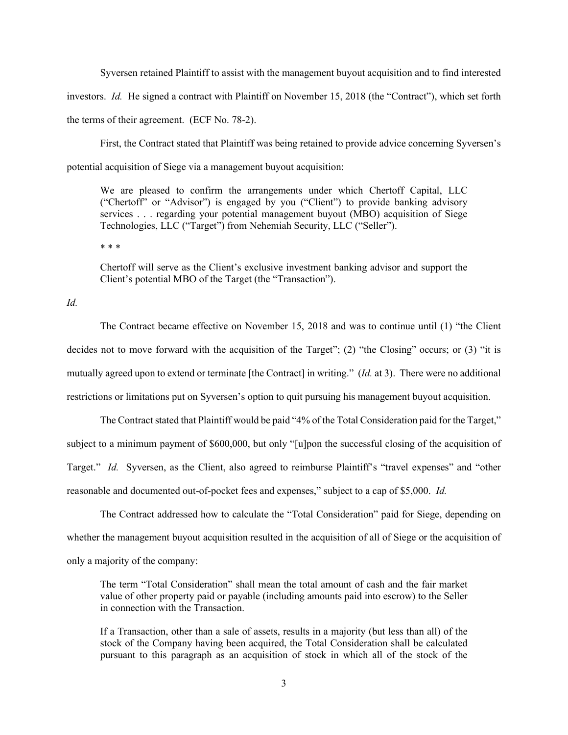Syversen retained Plaintiff to assist with the management buyout acquisition and to find interested investors. *Id.* He signed a contract with Plaintiff on November 15, 2018 (the "Contract"), which set forth the terms of their agreement. (ECF No. 78-2).

First, the Contract stated that Plaintiff was being retained to provide advice concerning Syversen's potential acquisition of Siege via a management buyout acquisition:

> We are pleased to confirm the arrangements under which Chertoff Capital, LLC ("Chertoff" or "Advisor") is engaged by you ("Client") to provide banking advisory services . . . regarding your potential management buyout (MBO) acquisition of Siege Technologies, LLC ("Target") from Nehemiah Security, LLC ("Seller").
>
> * * *
>
> Chertoff will serve as the Client's exclusive investment banking advisor and support the Client's potential MBO of the Target (the "Transaction").

*Id.*

The Contract became effective on November 15, 2018 and was to continue until (1) "the Client decides not to move forward with the acquisition of the Target"; (2) "the Closing" occurs; or (3) "it is mutually agreed upon to extend or terminate [the Contract] in writing." (*Id.* at 3). There were no additional restrictions or limitations put on Syversen's option to quit pursuing his management buyout acquisition.

The Contract stated that Plaintiff would be paid "4% of the Total Consideration paid for the Target," subject to a minimum payment of $600,000, but only "[u]pon the successful closing of the acquisition of Target." *Id.* Syversen, as the Client, also agreed to reimburse Plaintiff's "travel expenses" and "other reasonable and documented out-of-pocket fees and expenses," subject to a cap of $5,000. *Id.*

The Contract addressed how to calculate the "Total Consideration" paid for Siege, depending on whether the management buyout acquisition resulted in the acquisition of all of Siege or the acquisition of only a majority of the company:

> The term "Total Consideration" shall mean the total amount of cash and the fair market value of other property paid or payable (including amounts paid into escrow) to the Seller in connection with the Transaction.
>
> If a Transaction, other than a sale of assets, results in a majority (but less than all) of the stock of the Company having been acquired, the Total Consideration shall be calculated pursuant to this paragraph as an acquisition of stock in which all of the stock of the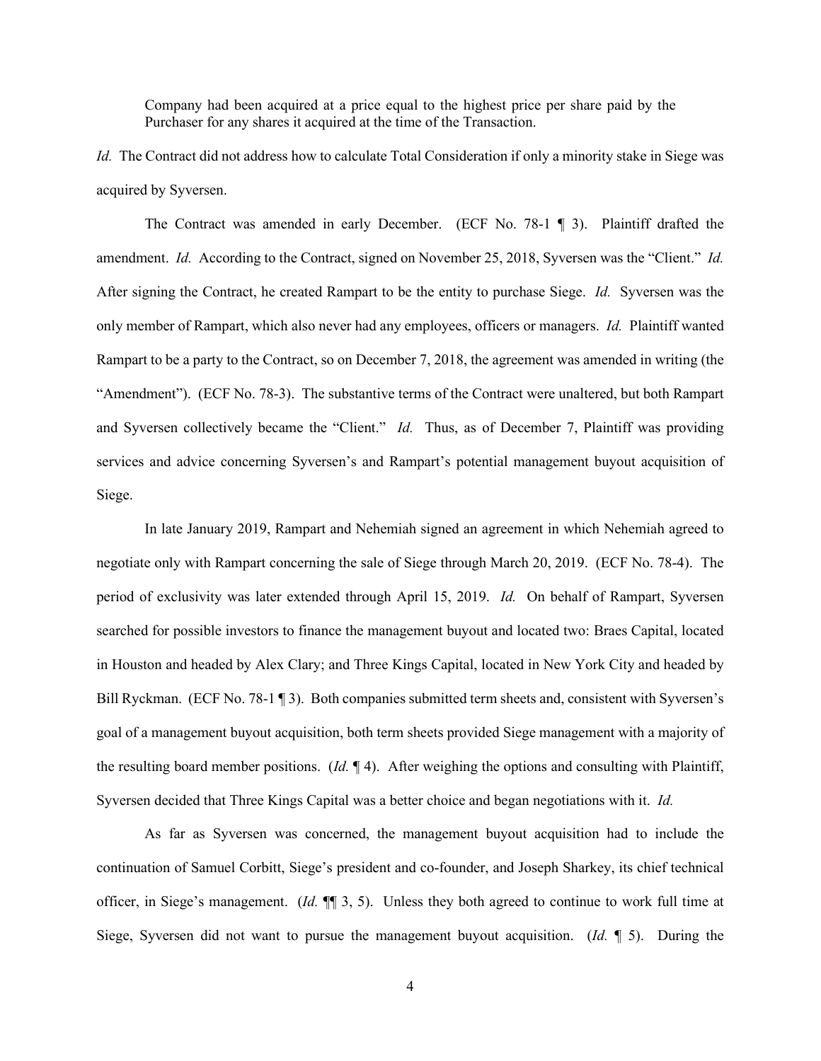Company had been acquired at a price equal to the highest price per share paid by the Purchaser for any shares it acquired at the time of the Transaction.

*Id.* The Contract did not address how to calculate Total Consideration if only a minority stake in Siege was acquired by Syversen.

The Contract was amended in early December. (ECF No. 78-1 ¶ 3). Plaintiff drafted the amendment. *Id.* According to the Contract, signed on November 25, 2018, Syversen was the "Client." *Id.* After signing the Contract, he created Rampart to be the entity to purchase Siege. *Id.* Syversen was the only member of Rampart, which also never had any employees, officers or managers. *Id.* Plaintiff wanted Rampart to be a party to the Contract, so on December 7, 2018, the agreement was amended in writing (the "Amendment"). (ECF No. 78-3). The substantive terms of the Contract were unaltered, but both Rampart and Syversen collectively became the "Client." *Id.* Thus, as of December 7, Plaintiff was providing services and advice concerning Syversen's and Rampart's potential management buyout acquisition of Siege.

In late January 2019, Rampart and Nehemiah signed an agreement in which Nehemiah agreed to negotiate only with Rampart concerning the sale of Siege through March 20, 2019. (ECF No. 78-4). The period of exclusivity was later extended through April 15, 2019. *Id.* On behalf of Rampart, Syversen searched for possible investors to finance the management buyout and located two: Braes Capital, located in Houston and headed by Alex Clary; and Three Kings Capital, located in New York City and headed by Bill Ryckman. (ECF No. 78-1 ¶ 3). Both companies submitted term sheets and, consistent with Syversen's goal of a management buyout acquisition, both term sheets provided Siege management with a majority of the resulting board member positions. (*Id.* ¶ 4). After weighing the options and consulting with Plaintiff, Syversen decided that Three Kings Capital was a better choice and began negotiations with it. *Id.*

As far as Syversen was concerned, the management buyout acquisition had to include the continuation of Samuel Corbitt, Siege's president and co-founder, and Joseph Sharkey, its chief technical officer, in Siege's management. (*Id.* ¶¶ 3, 5). Unless they both agreed to continue to work full time at Siege, Syversen did not want to pursue the management buyout acquisition. (*Id.* ¶ 5). During the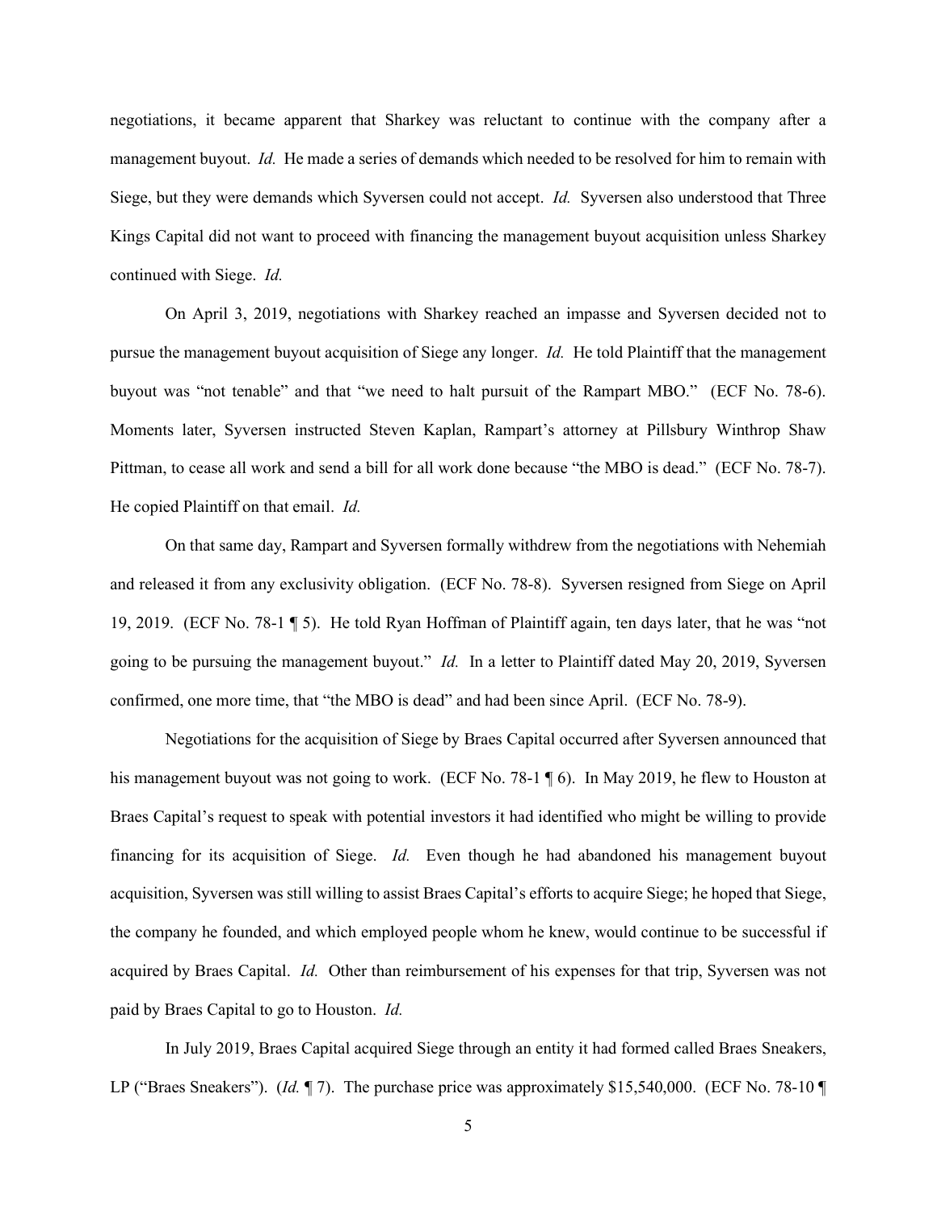negotiations, it became apparent that Sharkey was reluctant to continue with the company after a management buyout. *Id.* He made a series of demands which needed to be resolved for him to remain with Siege, but they were demands which Syversen could not accept. *Id.* Syversen also understood that Three Kings Capital did not want to proceed with financing the management buyout acquisition unless Sharkey continued with Siege. *Id.*

On April 3, 2019, negotiations with Sharkey reached an impasse and Syversen decided not to pursue the management buyout acquisition of Siege any longer. *Id.* He told Plaintiff that the management buyout was "not tenable" and that "we need to halt pursuit of the Rampart MBO." (ECF No. 78-6). Moments later, Syversen instructed Steven Kaplan, Rampart's attorney at Pillsbury Winthrop Shaw Pittman, to cease all work and send a bill for all work done because "the MBO is dead." (ECF No. 78-7). He copied Plaintiff on that email. *Id.*

On that same day, Rampart and Syversen formally withdrew from the negotiations with Nehemiah and released it from any exclusivity obligation. (ECF No. 78-8). Syversen resigned from Siege on April 19, 2019. (ECF No. 78-1 ¶ 5). He told Ryan Hoffman of Plaintiff again, ten days later, that he was "not going to be pursuing the management buyout." *Id.* In a letter to Plaintiff dated May 20, 2019, Syversen confirmed, one more time, that "the MBO is dead" and had been since April. (ECF No. 78-9).

Negotiations for the acquisition of Siege by Braes Capital occurred after Syversen announced that his management buyout was not going to work. (ECF No. 78-1 ¶ 6). In May 2019, he flew to Houston at Braes Capital's request to speak with potential investors it had identified who might be willing to provide financing for its acquisition of Siege. *Id.* Even though he had abandoned his management buyout acquisition, Syversen was still willing to assist Braes Capital's efforts to acquire Siege; he hoped that Siege, the company he founded, and which employed people whom he knew, would continue to be successful if acquired by Braes Capital. *Id.* Other than reimbursement of his expenses for that trip, Syversen was not paid by Braes Capital to go to Houston. *Id.*

In July 2019, Braes Capital acquired Siege through an entity it had formed called Braes Sneakers, LP ("Braes Sneakers"). (*Id.* ¶ 7). The purchase price was approximately $15,540,000. (ECF No. 78-10 ¶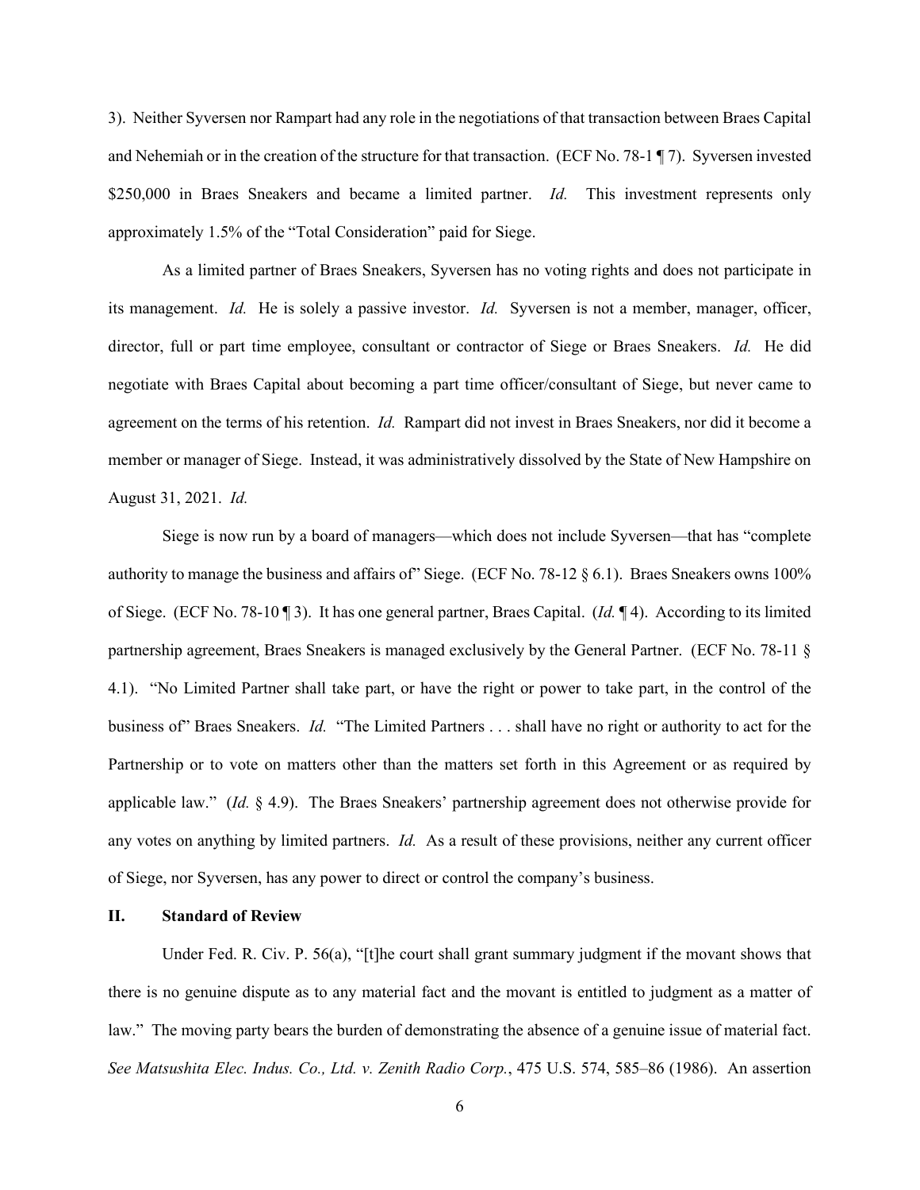3). Neither Syversen nor Rampart had any role in the negotiations of that transaction between Braes Capital and Nehemiah or in the creation of the structure for that transaction. (ECF No. 78-1 ¶ 7). Syversen invested $250,000 in Braes Sneakers and became a limited partner. *Id.* This investment represents only approximately 1.5% of the "Total Consideration" paid for Siege.

As a limited partner of Braes Sneakers, Syversen has no voting rights and does not participate in its management. *Id.* He is solely a passive investor. *Id.* Syversen is not a member, manager, officer, director, full or part time employee, consultant or contractor of Siege or Braes Sneakers. *Id.* He did negotiate with Braes Capital about becoming a part time officer/consultant of Siege, but never came to agreement on the terms of his retention. *Id.* Rampart did not invest in Braes Sneakers, nor did it become a member or manager of Siege. Instead, it was administratively dissolved by the State of New Hampshire on August 31, 2021. *Id.*

Siege is now run by a board of managers—which does not include Syversen—that has "complete authority to manage the business and affairs of" Siege. (ECF No. 78-12 § 6.1). Braes Sneakers owns 100% of Siege. (ECF No. 78-10 ¶ 3). It has one general partner, Braes Capital. (*Id.* ¶ 4). According to its limited partnership agreement, Braes Sneakers is managed exclusively by the General Partner. (ECF No. 78-11 § 4.1). "No Limited Partner shall take part, or have the right or power to take part, in the control of the business of" Braes Sneakers. *Id.* "The Limited Partners . . . shall have no right or authority to act for the Partnership or to vote on matters other than the matters set forth in this Agreement or as required by applicable law." (*Id.* § 4.9). The Braes Sneakers' partnership agreement does not otherwise provide for any votes on anything by limited partners. *Id.* As a result of these provisions, neither any current officer of Siege, nor Syversen, has any power to direct or control the company's business.

## II. Standard of Review

Under Fed. R. Civ. P. 56(a), "[t]he court shall grant summary judgment if the movant shows that there is no genuine dispute as to any material fact and the movant is entitled to judgment as a matter of law." The moving party bears the burden of demonstrating the absence of a genuine issue of material fact. *See Matsushita Elec. Indus. Co., Ltd. v. Zenith Radio Corp.*, 475 U.S. 574, 585–86 (1986). An assertion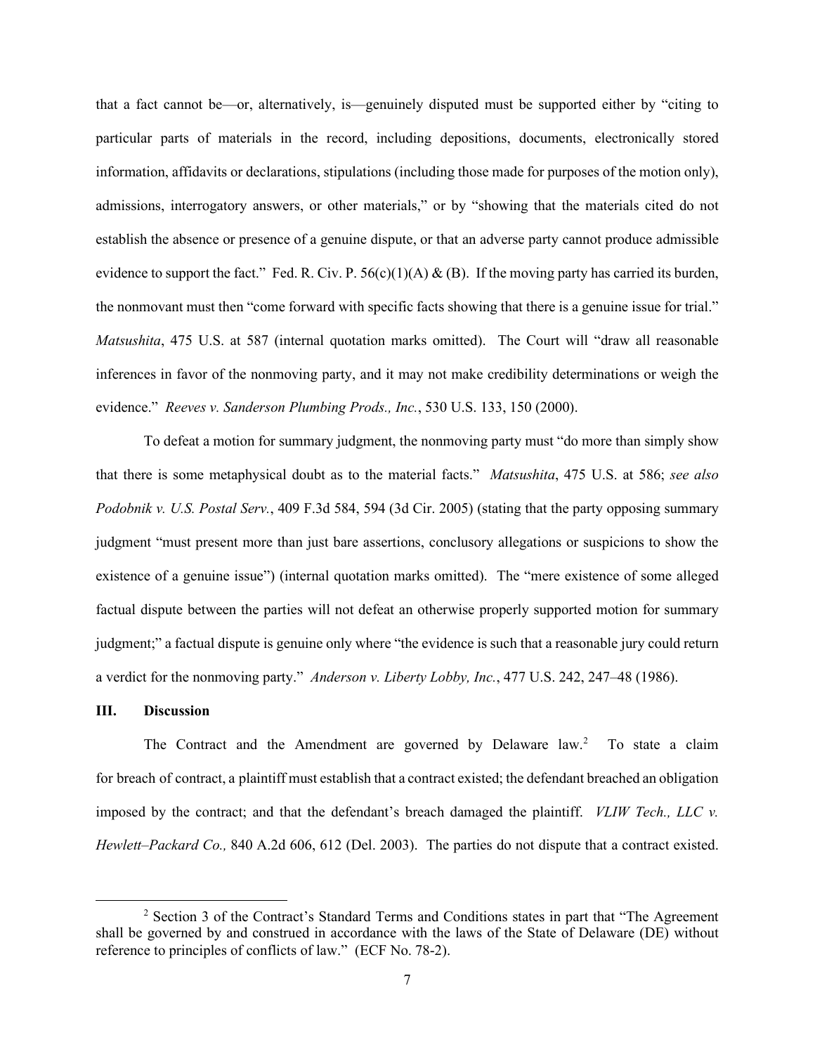that a fact cannot be—or, alternatively, is—genuinely disputed must be supported either by "citing to particular parts of materials in the record, including depositions, documents, electronically stored information, affidavits or declarations, stipulations (including those made for purposes of the motion only), admissions, interrogatory answers, or other materials," or by "showing that the materials cited do not establish the absence or presence of a genuine dispute, or that an adverse party cannot produce admissible evidence to support the fact." Fed. R. Civ. P. 56(c)(1)(A) & (B). If the moving party has carried its burden, the nonmovant must then "come forward with specific facts showing that there is a genuine issue for trial." *Matsushita*, 475 U.S. at 587 (internal quotation marks omitted). The Court will "draw all reasonable inferences in favor of the nonmoving party, and it may not make credibility determinations or weigh the evidence." *Reeves v. Sanderson Plumbing Prods., Inc.*, 530 U.S. 133, 150 (2000).

To defeat a motion for summary judgment, the nonmoving party must "do more than simply show that there is some metaphysical doubt as to the material facts." *Matsushita*, 475 U.S. at 586; *see also Podobnik v. U.S. Postal Serv.*, 409 F.3d 584, 594 (3d Cir. 2005) (stating that the party opposing summary judgment "must present more than just bare assertions, conclusory allegations or suspicions to show the existence of a genuine issue") (internal quotation marks omitted). The "mere existence of some alleged factual dispute between the parties will not defeat an otherwise properly supported motion for summary judgment;" a factual dispute is genuine only where "the evidence is such that a reasonable jury could return a verdict for the nonmoving party." *Anderson v. Liberty Lobby, Inc.*, 477 U.S. 242, 247–48 (1986).

## III. Discussion

The Contract and the Amendment are governed by Delaware law.[2] To state a claim for breach of contract, a plaintiff must establish that a contract existed; the defendant breached an obligation imposed by the contract; and that the defendant's breach damaged the plaintiff. *VLIW Tech., LLC v. Hewlett–Packard Co.,* 840 A.2d 606, 612 (Del. 2003). The parties do not dispute that a contract existed.

---

[2] Section 3 of the Contract's Standard Terms and Conditions states in part that "The Agreement shall be governed by and construed in accordance with the laws of the State of Delaware (DE) without reference to principles of conflicts of law." (ECF No. 78-2).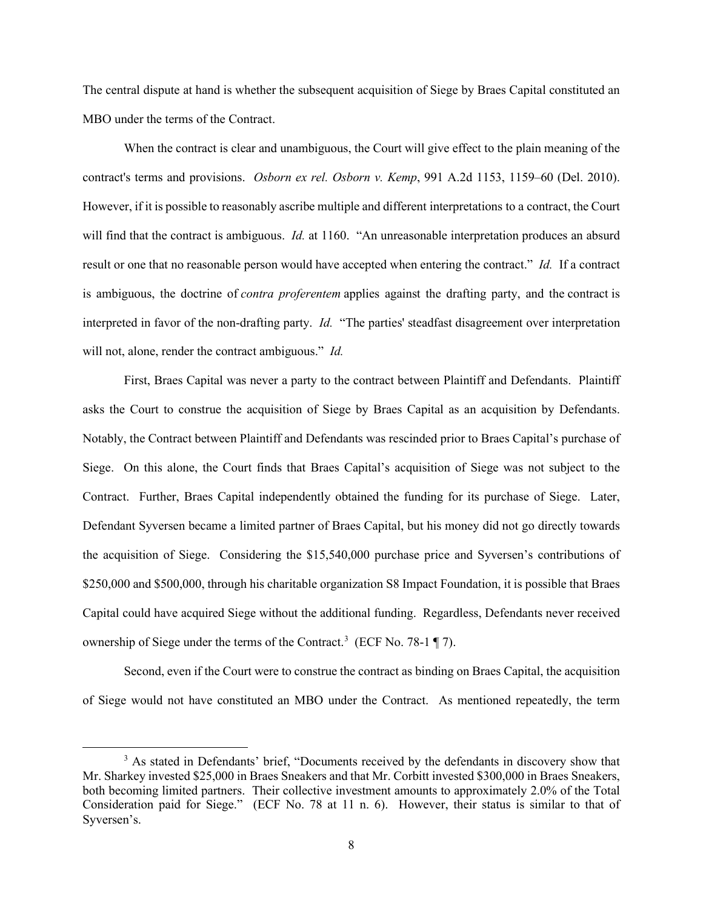The central dispute at hand is whether the subsequent acquisition of Siege by Braes Capital constituted an MBO under the terms of the Contract.

When the contract is clear and unambiguous, the Court will give effect to the plain meaning of the contract's terms and provisions. *Osborn ex rel. Osborn v. Kemp*, 991 A.2d 1153, 1159–60 (Del. 2010). However, if it is possible to reasonably ascribe multiple and different interpretations to a contract, the Court will find that the contract is ambiguous. *Id.* at 1160. "An unreasonable interpretation produces an absurd result or one that no reasonable person would have accepted when entering the contract." *Id.* If a contract is ambiguous, the doctrine of *contra proferentem* applies against the drafting party, and the contract is interpreted in favor of the non-drafting party. *Id.* "The parties' steadfast disagreement over interpretation will not, alone, render the contract ambiguous." *Id.*

First, Braes Capital was never a party to the contract between Plaintiff and Defendants. Plaintiff asks the Court to construe the acquisition of Siege by Braes Capital as an acquisition by Defendants. Notably, the Contract between Plaintiff and Defendants was rescinded prior to Braes Capital's purchase of Siege. On this alone, the Court finds that Braes Capital's acquisition of Siege was not subject to the Contract. Further, Braes Capital independently obtained the funding for its purchase of Siege. Later, Defendant Syversen became a limited partner of Braes Capital, but his money did not go directly towards the acquisition of Siege. Considering the $15,540,000 purchase price and Syversen's contributions of $250,000 and $500,000, through his charitable organization S8 Impact Foundation, it is possible that Braes Capital could have acquired Siege without the additional funding. Regardless, Defendants never received ownership of Siege under the terms of the Contract.[3] (ECF No. 78-1 ¶ 7).

Second, even if the Court were to construe the contract as binding on Braes Capital, the acquisition of Siege would not have constituted an MBO under the Contract. As mentioned repeatedly, the term

---

[3] As stated in Defendants' brief, "Documents received by the defendants in discovery show that Mr. Sharkey invested $25,000 in Braes Sneakers and that Mr. Corbitt invested $300,000 in Braes Sneakers, both becoming limited partners. Their collective investment amounts to approximately 2.0% of the Total Consideration paid for Siege." (ECF No. 78 at 11 n. 6). However, their status is similar to that of Syversen's.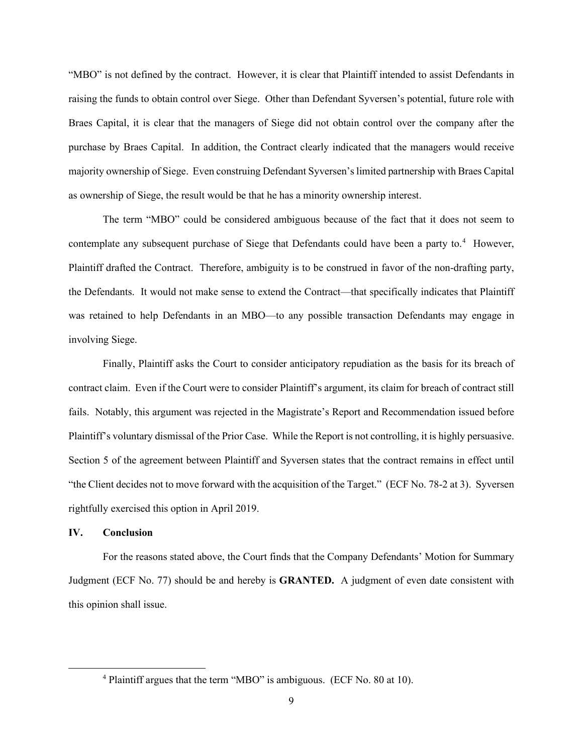"MBO" is not defined by the contract. However, it is clear that Plaintiff intended to assist Defendants in raising the funds to obtain control over Siege. Other than Defendant Syversen's potential, future role with Braes Capital, it is clear that the managers of Siege did not obtain control over the company after the purchase by Braes Capital. In addition, the Contract clearly indicated that the managers would receive majority ownership of Siege. Even construing Defendant Syversen's limited partnership with Braes Capital as ownership of Siege, the result would be that he has a minority ownership interest.

The term "MBO" could be considered ambiguous because of the fact that it does not seem to contemplate any subsequent purchase of Siege that Defendants could have been a party to.[4] However, Plaintiff drafted the Contract. Therefore, ambiguity is to be construed in favor of the non-drafting party, the Defendants. It would not make sense to extend the Contract—that specifically indicates that Plaintiff was retained to help Defendants in an MBO—to any possible transaction Defendants may engage in involving Siege.

Finally, Plaintiff asks the Court to consider anticipatory repudiation as the basis for its breach of contract claim. Even if the Court were to consider Plaintiff's argument, its claim for breach of contract still fails. Notably, this argument was rejected in the Magistrate's Report and Recommendation issued before Plaintiff's voluntary dismissal of the Prior Case. While the Report is not controlling, it is highly persuasive. Section 5 of the agreement between Plaintiff and Syversen states that the contract remains in effect until "the Client decides not to move forward with the acquisition of the Target." (ECF No. 78-2 at 3). Syversen rightfully exercised this option in April 2019.

## IV. Conclusion

For the reasons stated above, the Court finds that the Company Defendants' Motion for Summary Judgment (ECF No. 77) should be and hereby is **GRANTED.** A judgment of even date consistent with this opinion shall issue.

[4] Plaintiff argues that the term "MBO" is ambiguous. (ECF No. 80 at 10).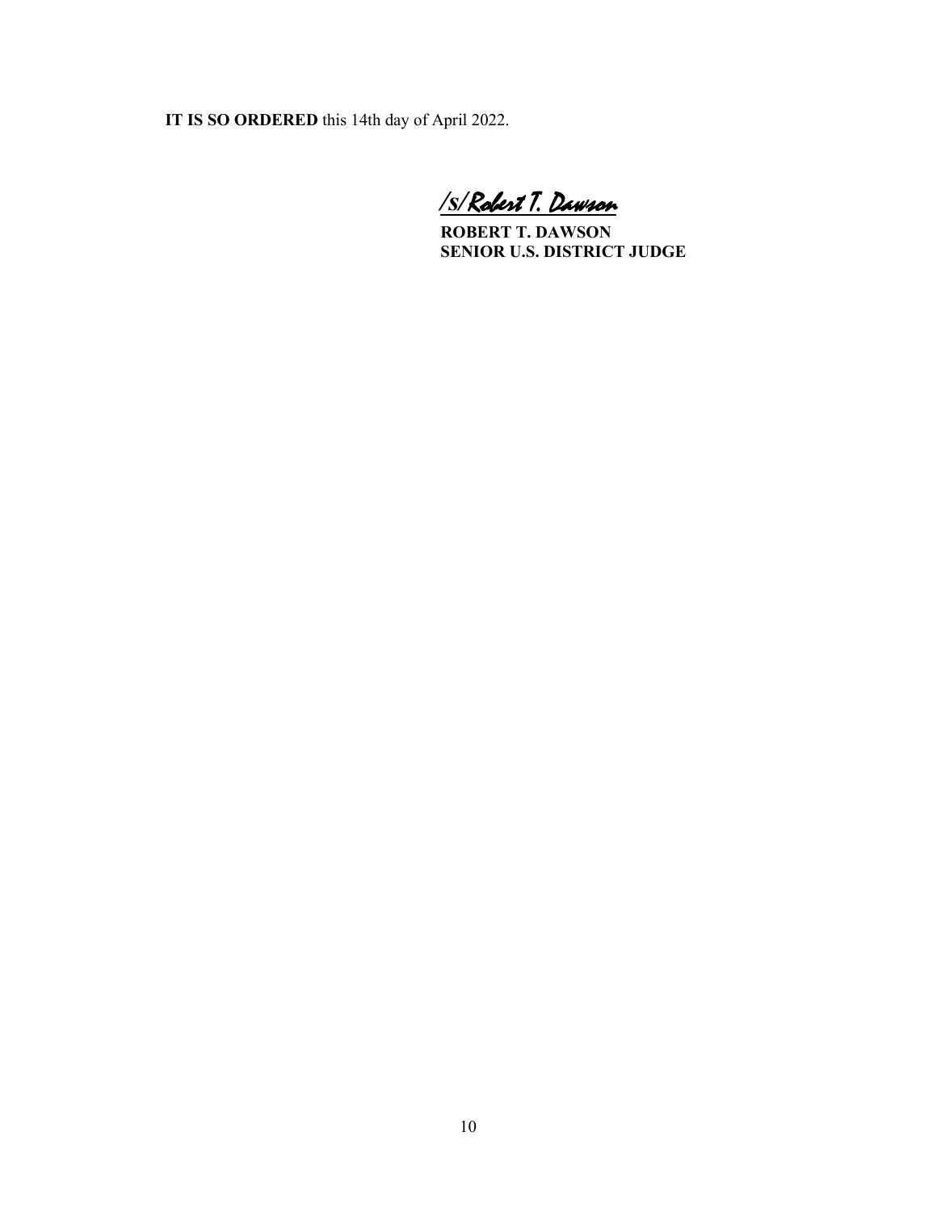**IT IS SO ORDERED** this 14th day of April 2022.

/s/*Robert T. Dawson*

**ROBERT T. DAWSON**
**SENIOR U.S. DISTRICT JUDGE**